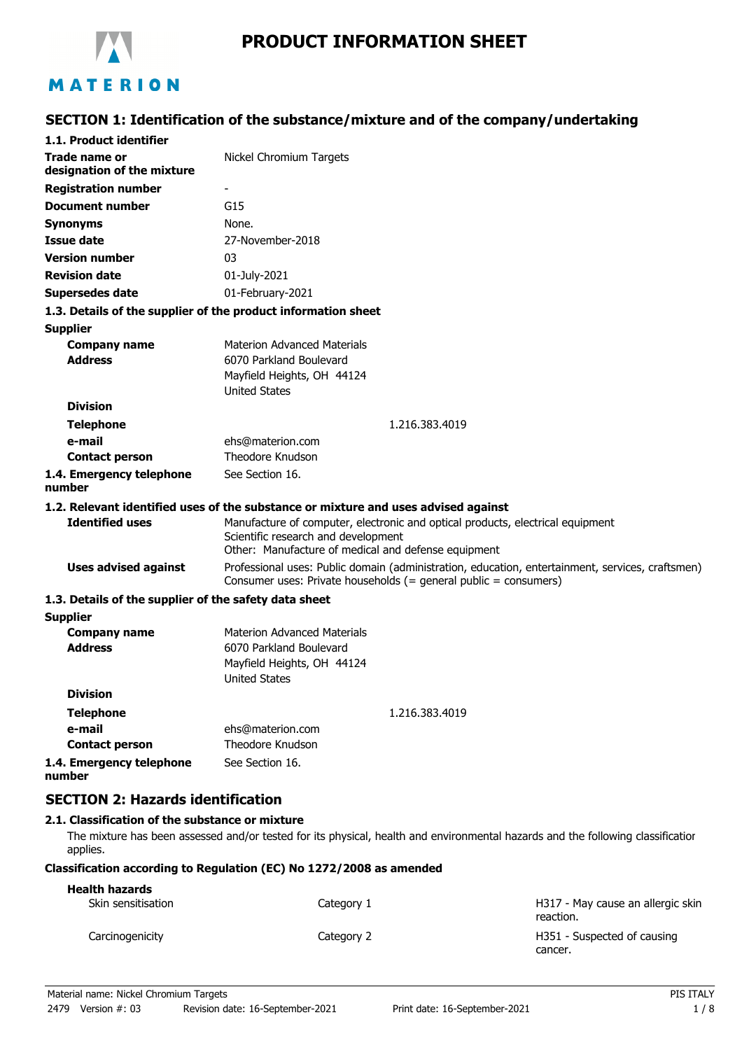# PRODUCT INFORMATION SHEET

## SECTION 1: Identification of the substance/mixture and of the company/undertaking

### 1.1. Product identifier

| | |
|---|---|
| **Trade name or designation of the mixture** | Nickel Chromium Targets |
| **Registration number** | - |
| **Document number** | G15 |
| **Synonyms** | None. |
| **Issue date** | 27-November-2018 |
| **Version number** | 03 |
| **Revision date** | 01-July-2021 |
| **Supersedes date** | 01-February-2021 |

### 1.3. Details of the supplier of the product information sheet

**Supplier**

| | |
|---|---|
| **Company name** | Materion Advanced Materials |
| **Address** | 6070 Parkland Boulevard<br>Mayfield Heights, OH 44124<br>United States |
| **Division** | |
| **Telephone** | 1.216.383.4019 |
| **e-mail** | ehs@materion.com |
| **Contact person** | Theodore Knudson |
| **1.4. Emergency telephone number** | See Section 16. |

### 1.2. Relevant identified uses of the substance or mixture and uses advised against

| | |
|---|---|
| **Identified uses** | Manufacture of computer, electronic and optical products, electrical equipment<br>Scientific research and development<br>Other: Manufacture of medical and defense equipment |
| **Uses advised against** | Professional uses: Public domain (administration, education, entertainment, services, craftsmen)<br>Consumer uses: Private households (= general public = consumers) |

### 1.3. Details of the supplier of the safety data sheet

**Supplier**

| | |
|---|---|
| **Company name** | Materion Advanced Materials |
| **Address** | 6070 Parkland Boulevard<br>Mayfield Heights, OH 44124<br>United States |
| **Division** | |
| **Telephone** | 1.216.383.4019 |
| **e-mail** | ehs@materion.com |
| **Contact person** | Theodore Knudson |
| **1.4. Emergency telephone number** | See Section 16. |

## SECTION 2: Hazards identification

### 2.1. Classification of the substance or mixture

The mixture has been assessed and/or tested for its physical, health and environmental hazards and the following classification applies.

**Classification according to Regulation (EC) No 1272/2008 as amended**

**Health hazards**

| | | |
|---|---|---|
| Skin sensitisation | Category 1 | H317 - May cause an allergic skin reaction. |
| Carcinogenicity | Category 2 | H351 - Suspected of causing cancer. |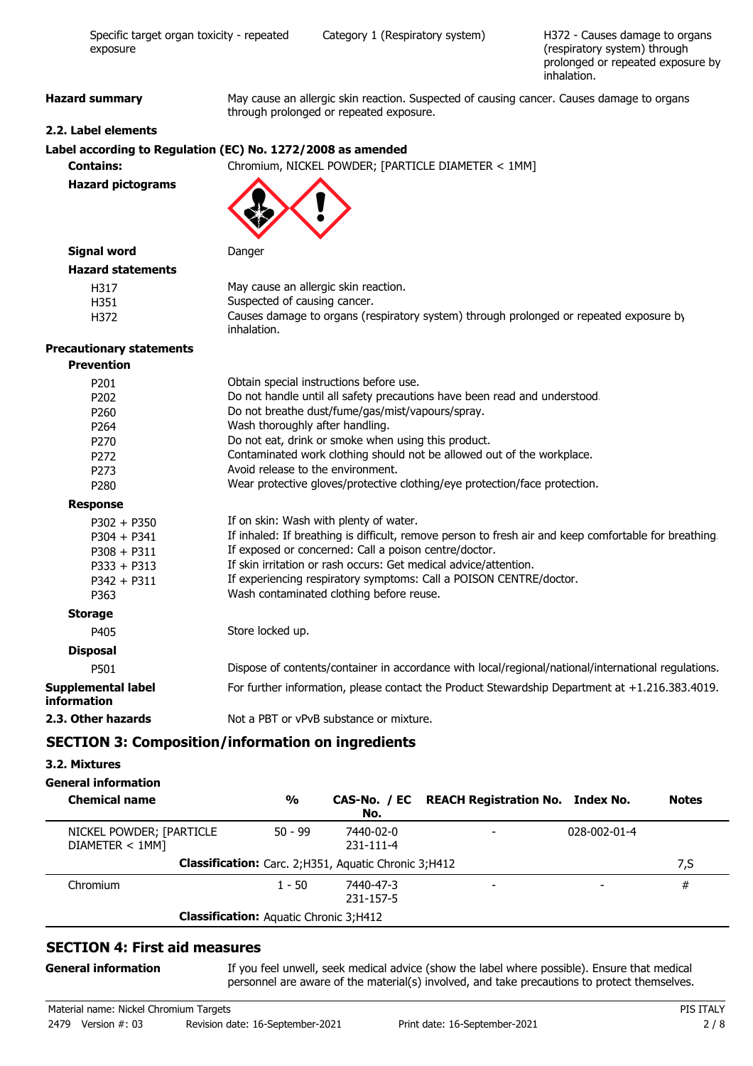| | | |
|---|---|---|
| Specific target organ toxicity - repeated exposure | Category 1 (Respiratory system) | H372 - Causes damage to organs (respiratory system) through prolonged or repeated exposure by inhalation. |

**Hazard summary** May cause an allergic skin reaction. Suspected of causing cancer. Causes damage to organs through prolonged or repeated exposure.

### 2.2. Label elements

**Label according to Regulation (EC) No. 1272/2008 as amended**

**Contains:** Chromium, NICKEL POWDER; [PARTICLE DIAMETER < 1MM]

**Hazard pictograms**

**Signal word** Danger

**Hazard statements**

| | |
|---|---|
| H317 | May cause an allergic skin reaction. |
| H351 | Suspected of causing cancer. |
| H372 | Causes damage to organs (respiratory system) through prolonged or repeated exposure by inhalation. |

**Precautionary statements**

**Prevention**

| | |
|---|---|
| P201 | Obtain special instructions before use. |
| P202 | Do not handle until all safety precautions have been read and understood. |
| P260 | Do not breathe dust/fume/gas/mist/vapours/spray. |
| P264 | Wash thoroughly after handling. |
| P270 | Do not eat, drink or smoke when using this product. |
| P272 | Contaminated work clothing should not be allowed out of the workplace. |
| P273 | Avoid release to the environment. |
| P280 | Wear protective gloves/protective clothing/eye protection/face protection. |

**Response**

| | |
|---|---|
| P302 + P350 | If on skin: Wash with plenty of water. |
| P304 + P341 | If inhaled: If breathing is difficult, remove person to fresh air and keep comfortable for breathing. |
| P308 + P311 | If exposed or concerned: Call a poison centre/doctor. |
| P333 + P313 | If skin irritation or rash occurs: Get medical advice/attention. |
| P342 + P311 | If experiencing respiratory symptoms: Call a POISON CENTRE/doctor. |
| P363 | Wash contaminated clothing before reuse. |

**Storage**

| | |
|---|---|
| P405 | Store locked up. |

**Disposal**

| | |
|---|---|
| P501 | Dispose of contents/container in accordance with local/regional/national/international regulations. |

**Supplemental label information** For further information, please contact the Product Stewardship Department at +1.216.383.4019.

**2.3. Other hazards** Not a PBT or vPvB substance or mixture.

## SECTION 3: Composition/information on ingredients

### 3.2. Mixtures

**General information**

| Chemical name | % | CAS-No. / EC No. | REACH Registration No. | Index No. | Notes |
|---|---|---|---|---|---|
| NICKEL POWDER; [PARTICLE DIAMETER < 1MM] | 50 - 99 | 7440-02-0 231-111-4 | - | 028-002-01-4 | |
| | **Classification:** Carc. 2;H351, Aquatic Chronic 3;H412 | | | | 7,S |
| Chromium | 1 - 50 | 7440-47-3 231-157-5 | - | - | # |
| | **Classification:** Aquatic Chronic 3;H412 | | | | |

## SECTION 4: First aid measures

**General information** If you feel unwell, seek medical advice (show the label where possible). Ensure that medical personnel are aware of the material(s) involved, and take precautions to protect themselves.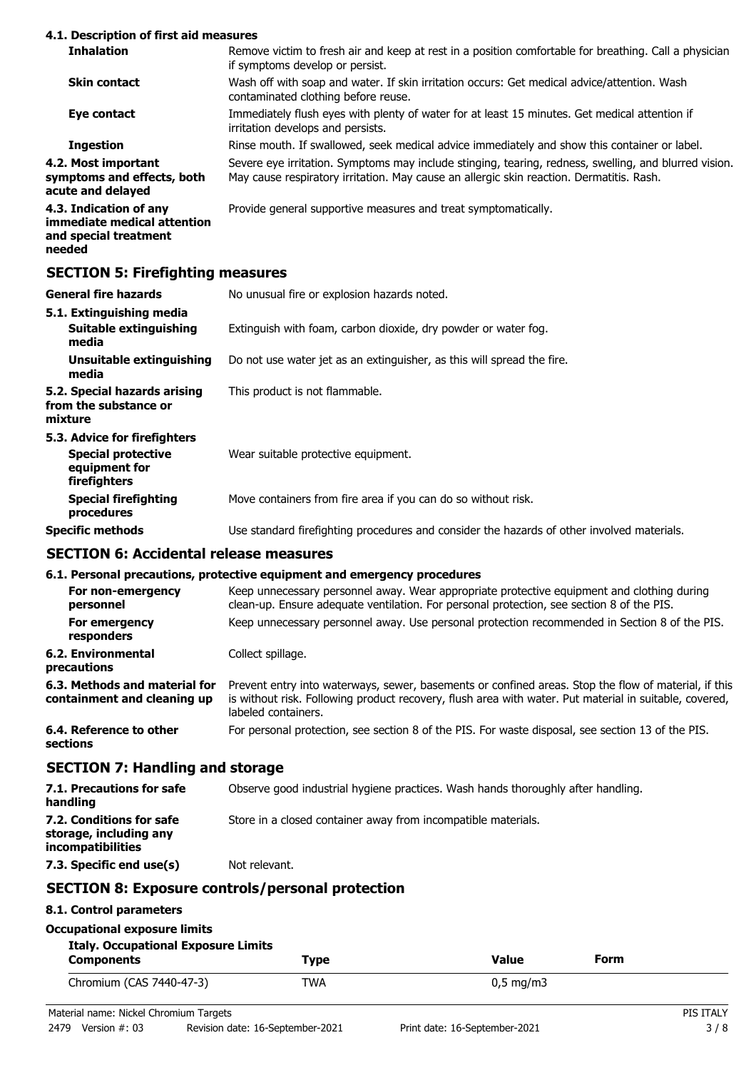#### 4.1. Description of first aid measures

| | |
|---|---|
| **Inhalation** | Remove victim to fresh air and keep at rest in a position comfortable for breathing. Call a physician if symptoms develop or persist. |
| **Skin contact** | Wash off with soap and water. If skin irritation occurs: Get medical advice/attention. Wash contaminated clothing before reuse. |
| **Eye contact** | Immediately flush eyes with plenty of water for at least 15 minutes. Get medical attention if irritation develops and persists. |
| **Ingestion** | Rinse mouth. If swallowed, seek medical advice immediately and show this container or label. |
| **4.2. Most important symptoms and effects, both acute and delayed** | Severe eye irritation. Symptoms may include stinging, tearing, redness, swelling, and blurred vision. May cause respiratory irritation. May cause an allergic skin reaction. Dermatitis. Rash. |
| **4.3. Indication of any immediate medical attention and special treatment needed** | Provide general supportive measures and treat symptomatically. |

## SECTION 5: Firefighting measures

| | |
|---|---|
| **General fire hazards** | No unusual fire or explosion hazards noted. |
| **5.1. Extinguishing media** | |
| **Suitable extinguishing media** | Extinguish with foam, carbon dioxide, dry powder or water fog. |
| **Unsuitable extinguishing media** | Do not use water jet as an extinguisher, as this will spread the fire. |
| **5.2. Special hazards arising from the substance or mixture** | This product is not flammable. |
| **5.3. Advice for firefighters** | |
| **Special protective equipment for firefighters** | Wear suitable protective equipment. |
| **Special firefighting procedures** | Move containers from fire area if you can do so without risk. |
| **Specific methods** | Use standard firefighting procedures and consider the hazards of other involved materials. |

## SECTION 6: Accidental release measures

#### 6.1. Personal precautions, protective equipment and emergency procedures

| | |
|---|---|
| **For non-emergency personnel** | Keep unnecessary personnel away. Wear appropriate protective equipment and clothing during clean-up. Ensure adequate ventilation. For personal protection, see section 8 of the PIS. |
| **For emergency responders** | Keep unnecessary personnel away. Use personal protection recommended in Section 8 of the PIS. |
| **6.2. Environmental precautions** | Collect spillage. |
| **6.3. Methods and material for containment and cleaning up** | Prevent entry into waterways, sewer, basements or confined areas. Stop the flow of material, if this is without risk. Following product recovery, flush area with water. Put material in suitable, covered, labeled containers. |
| **6.4. Reference to other sections** | For personal protection, see section 8 of the PIS. For waste disposal, see section 13 of the PIS. |

## SECTION 7: Handling and storage

| | |
|---|---|
| **7.1. Precautions for safe handling** | Observe good industrial hygiene practices. Wash hands thoroughly after handling. |
| **7.2. Conditions for safe storage, including any incompatibilities** | Store in a closed container away from incompatible materials. |
| **7.3. Specific end use(s)** | Not relevant. |

## SECTION 8: Exposure controls/personal protection

#### 8.1. Control parameters

**Occupational exposure limits**

**Italy. Occupational Exposure Limits**

| Components | Type | Value | Form |
|---|---|---|---|
| Chromium (CAS 7440-47-3) | TWA | 0,5 mg/m3 | |

Material name: Nickel Chromium Targets
2479 Version #: 03 Revision date: 16-September-2021 Print date: 16-September-2021
PIS ITALY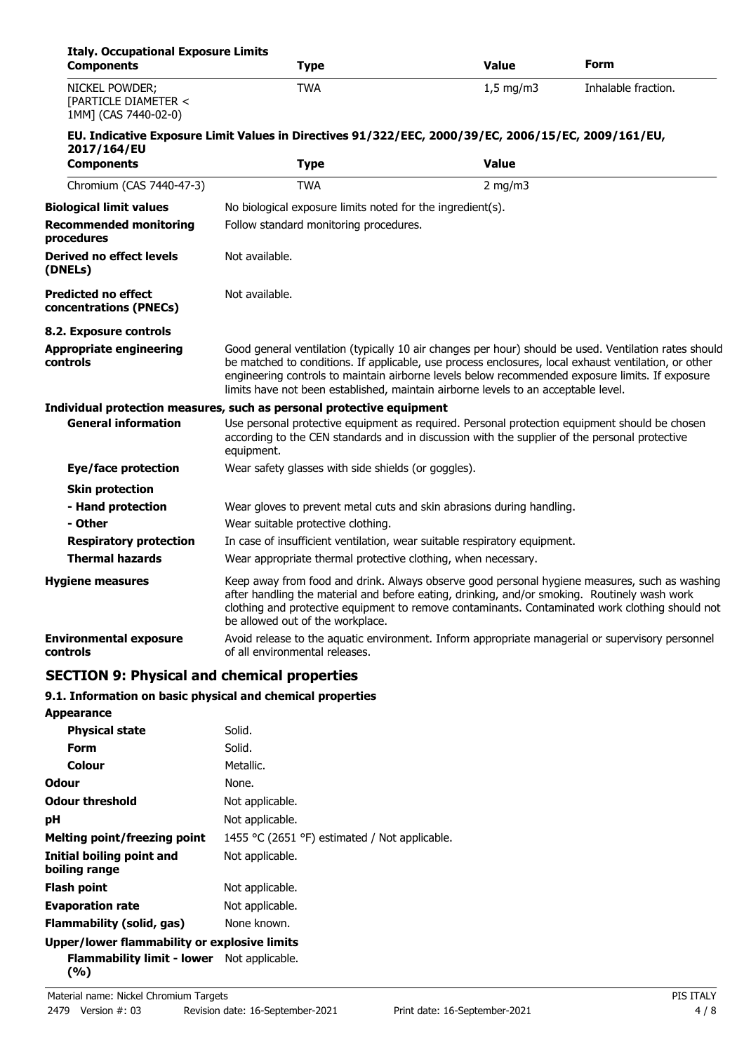**Italy. Occupational Exposure Limits**

| Components | Type | Value | Form |
|---|---|---|---|
| NICKEL POWDER; [PARTICLE DIAMETER < 1MM] (CAS 7440-02-0) | TWA | 1,5 mg/m3 | Inhalable fraction. |

**EU. Indicative Exposure Limit Values in Directives 91/322/EEC, 2000/39/EC, 2006/15/EC, 2009/161/EU, 2017/164/EU**

| Components | Type | Value |
|---|---|---|
| Chromium (CAS 7440-47-3) | TWA | 2 mg/m3 |

**Biological limit values** No biological exposure limits noted for the ingredient(s).

**Recommended monitoring procedures** Follow standard monitoring procedures.

**Derived no effect levels (DNELs)** Not available.

**Predicted no effect concentrations (PNECs)** Not available.

**8.2. Exposure controls**

**Appropriate engineering controls** Good general ventilation (typically 10 air changes per hour) should be used. Ventilation rates should be matched to conditions. If applicable, use process enclosures, local exhaust ventilation, or other engineering controls to maintain airborne levels below recommended exposure limits. If exposure limits have not been established, maintain airborne levels to an acceptable level.

**Individual protection measures, such as personal protective equipment**

**General information** Use personal protective equipment as required. Personal protection equipment should be chosen according to the CEN standards and in discussion with the supplier of the personal protective equipment.

**Eye/face protection** Wear safety glasses with side shields (or goggles).

**Skin protection**

**- Hand protection** Wear gloves to prevent metal cuts and skin abrasions during handling.

**- Other** Wear suitable protective clothing.

**Respiratory protection** In case of insufficient ventilation, wear suitable respiratory equipment.

**Thermal hazards** Wear appropriate thermal protective clothing, when necessary.

**Hygiene measures** Keep away from food and drink. Always observe good personal hygiene measures, such as washing after handling the material and before eating, drinking, and/or smoking. Routinely wash work clothing and protective equipment to remove contaminants. Contaminated work clothing should not be allowed out of the workplace.

**Environmental exposure controls** Avoid release to the aquatic environment. Inform appropriate managerial or supervisory personnel of all environmental releases.

## SECTION 9: Physical and chemical properties

### 9.1. Information on basic physical and chemical properties

**Appearance**

**Physical state** Solid.

**Form** Solid.

**Colour** Metallic.

**Odour** None.

**Odour threshold** Not applicable.

**pH** Not applicable.

**Melting point/freezing point** 1455 °C (2651 °F) estimated / Not applicable.

**Initial boiling point and boiling range** Not applicable.

**Flash point** Not applicable.

**Evaporation rate** Not applicable.

**Flammability (solid, gas)** None known.

**Upper/lower flammability or explosive limits**

**Flammability limit - lower (%)** Not applicable.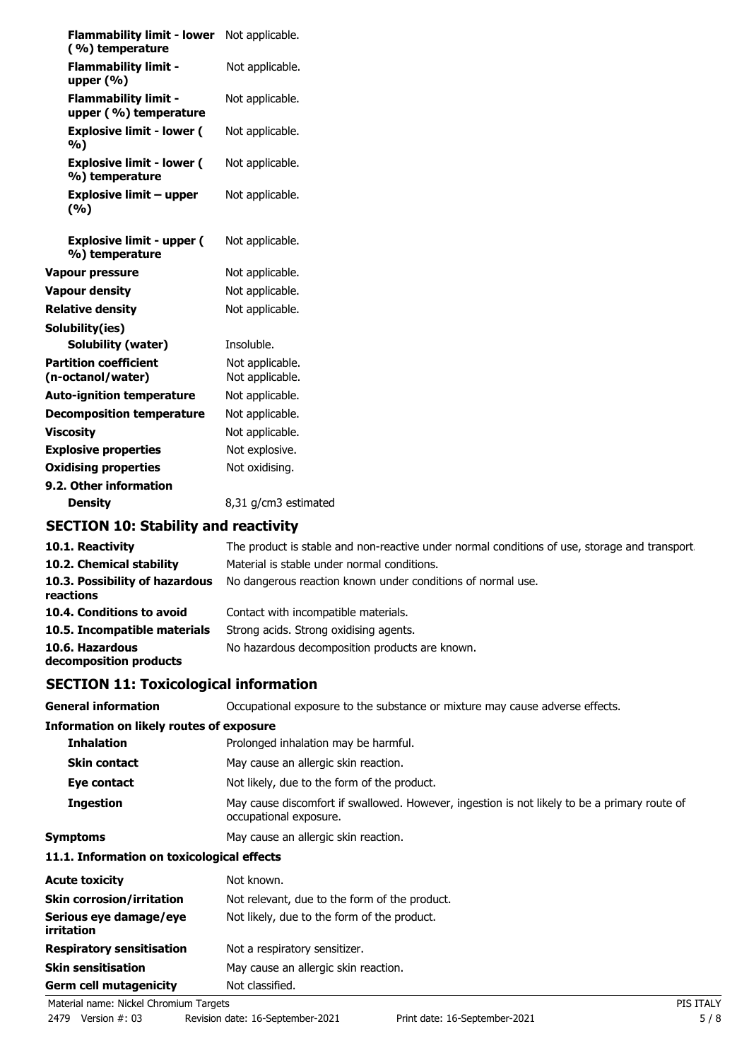| | |
|---|---|
| **Flammability limit - lower (%) temperature** | Not applicable. |
| **Flammability limit - upper (%)** | Not applicable. |
| **Flammability limit - upper (%) temperature** | Not applicable. |
| **Explosive limit - lower (%)** | Not applicable. |
| **Explosive limit - lower (%) temperature** | Not applicable. |
| **Explosive limit – upper (%)** | Not applicable. |
| **Explosive limit - upper (%) temperature** | Not applicable. |
| **Vapour pressure** | Not applicable. |
| **Vapour density** | Not applicable. |
| **Relative density** | Not applicable. |
| **Solubility(ies)** | |
| **Solubility (water)** | Insoluble. |
| **Partition coefficient (n-octanol/water)** | Not applicable.<br>Not applicable. |
| **Auto-ignition temperature** | Not applicable. |
| **Decomposition temperature** | Not applicable. |
| **Viscosity** | Not applicable. |
| **Explosive properties** | Not explosive. |
| **Oxidising properties** | Not oxidising. |
| **9.2. Other information** | |
| **Density** | 8,31 g/cm3 estimated |

## SECTION 10: Stability and reactivity

| | |
|---|---|
| **10.1. Reactivity** | The product is stable and non-reactive under normal conditions of use, storage and transport. |
| **10.2. Chemical stability** | Material is stable under normal conditions. |
| **10.3. Possibility of hazardous reactions** | No dangerous reaction known under conditions of normal use. |
| **10.4. Conditions to avoid** | Contact with incompatible materials. |
| **10.5. Incompatible materials** | Strong acids. Strong oxidising agents. |
| **10.6. Hazardous decomposition products** | No hazardous decomposition products are known. |

## SECTION 11: Toxicological information

| | |
|---|---|
| **General information** | Occupational exposure to the substance or mixture may cause adverse effects. |
| **Information on likely routes of exposure** | |
| **Inhalation** | Prolonged inhalation may be harmful. |
| **Skin contact** | May cause an allergic skin reaction. |
| **Eye contact** | Not likely, due to the form of the product. |
| **Ingestion** | May cause discomfort if swallowed. However, ingestion is not likely to be a primary route of occupational exposure. |
| **Symptoms** | May cause an allergic skin reaction. |
| **11.1. Information on toxicological effects** | |
| **Acute toxicity** | Not known. |
| **Skin corrosion/irritation** | Not relevant, due to the form of the product. |
| **Serious eye damage/eye irritation** | Not likely, due to the form of the product. |
| **Respiratory sensitisation** | Not a respiratory sensitizer. |
| **Skin sensitisation** | May cause an allergic skin reaction. |
| **Germ cell mutagenicity** | Not classified. |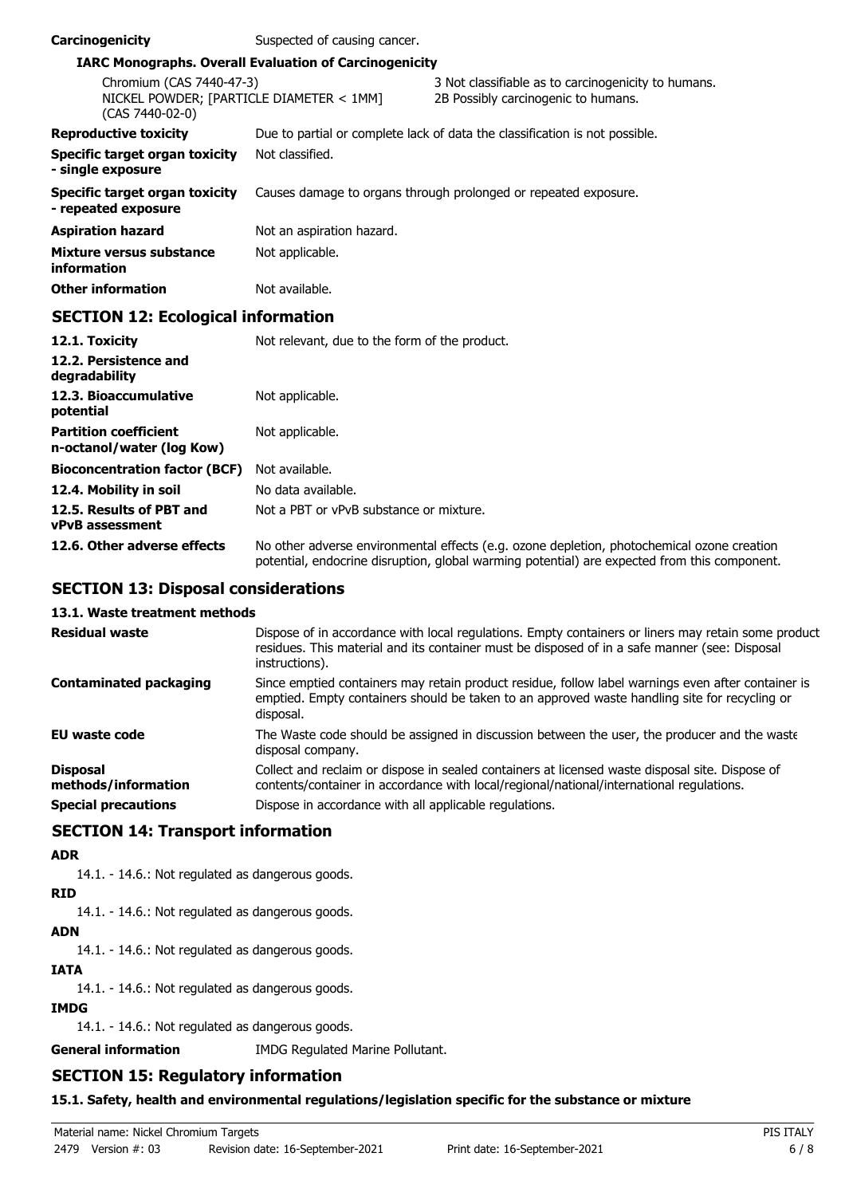| | |
|---|---|
| **Carcinogenicity** | Suspected of causing cancer. |

**IARC Monographs. Overall Evaluation of Carcinogenicity**

| | |
|---|---|
| Chromium (CAS 7440-47-3) | 3 Not classifiable as to carcinogenicity to humans. |
| NICKEL POWDER; [PARTICLE DIAMETER < 1MM] (CAS 7440-02-0) | 2B Possibly carcinogenic to humans. |

| | |
|---|---|
| **Reproductive toxicity** | Due to partial or complete lack of data the classification is not possible. |
| **Specific target organ toxicity - single exposure** | Not classified. |
| **Specific target organ toxicity - repeated exposure** | Causes damage to organs through prolonged or repeated exposure. |
| **Aspiration hazard** | Not an aspiration hazard. |
| **Mixture versus substance information** | Not applicable. |
| **Other information** | Not available. |

## SECTION 12: Ecological information

| | |
|---|---|
| **12.1. Toxicity** | Not relevant, due to the form of the product. |
| **12.2. Persistence and degradability** | |
| **12.3. Bioaccumulative potential** | Not applicable. |
| **Partition coefficient n-octanol/water (log Kow)** | Not applicable. |
| **Bioconcentration factor (BCF)** | Not available. |
| **12.4. Mobility in soil** | No data available. |
| **12.5. Results of PBT and vPvB assessment** | Not a PBT or vPvB substance or mixture. |
| **12.6. Other adverse effects** | No other adverse environmental effects (e.g. ozone depletion, photochemical ozone creation potential, endocrine disruption, global warming potential) are expected from this component. |

## SECTION 13: Disposal considerations

**13.1. Waste treatment methods**

| | |
|---|---|
| **Residual waste** | Dispose of in accordance with local regulations. Empty containers or liners may retain some product residues. This material and its container must be disposed of in a safe manner (see: Disposal instructions). |
| **Contaminated packaging** | Since emptied containers may retain product residue, follow label warnings even after container is emptied. Empty containers should be taken to an approved waste handling site for recycling or disposal. |
| **EU waste code** | The Waste code should be assigned in discussion between the user, the producer and the waste disposal company. |
| **Disposal methods/information** | Collect and reclaim or dispose in sealed containers at licensed waste disposal site. Dispose of contents/container in accordance with local/regional/national/international regulations. |
| **Special precautions** | Dispose in accordance with all applicable regulations. |

## SECTION 14: Transport information

**ADR**

14.1. - 14.6.: Not regulated as dangerous goods.

**RID**

14.1. - 14.6.: Not regulated as dangerous goods.

**ADN**

14.1. - 14.6.: Not regulated as dangerous goods.

**IATA**

14.1. - 14.6.: Not regulated as dangerous goods.

**IMDG**

14.1. - 14.6.: Not regulated as dangerous goods.

| | |
|---|---|
| **General information** | IMDG Regulated Marine Pollutant. |

## SECTION 15: Regulatory information

**15.1. Safety, health and environmental regulations/legislation specific for the substance or mixture**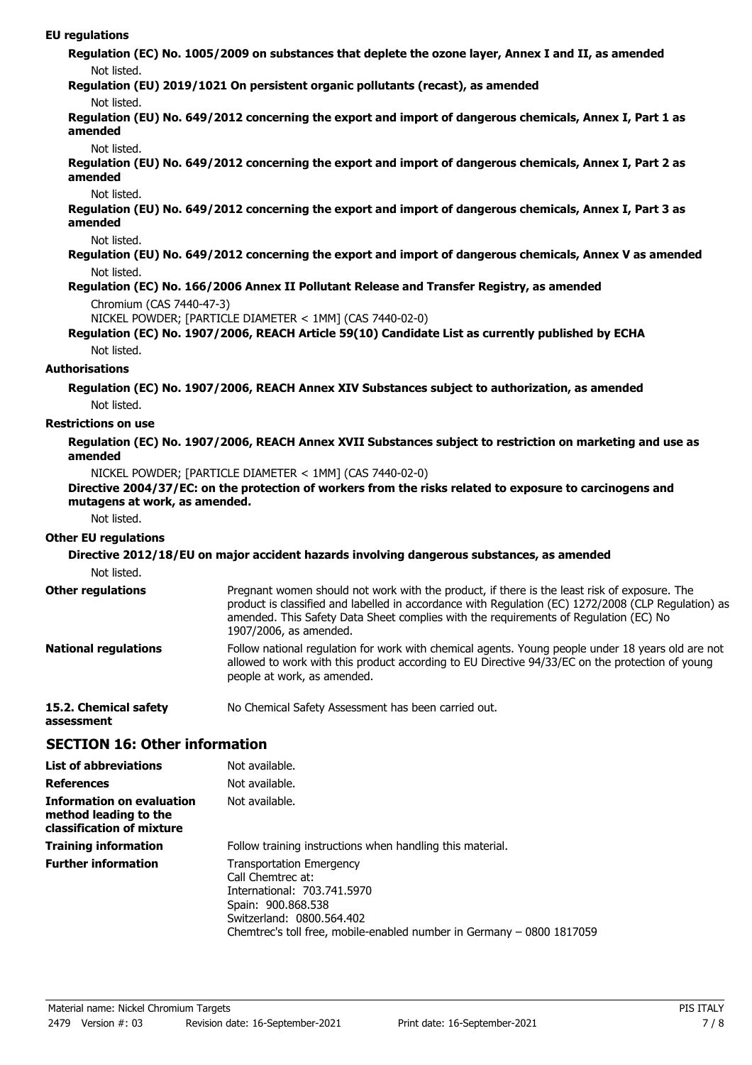**EU regulations**

**Regulation (EC) No. 1005/2009 on substances that deplete the ozone layer, Annex I and II, as amended**

Not listed.

**Regulation (EU) 2019/1021 On persistent organic pollutants (recast), as amended**

Not listed.

**Regulation (EU) No. 649/2012 concerning the export and import of dangerous chemicals, Annex I, Part 1 as amended**

Not listed.

**Regulation (EU) No. 649/2012 concerning the export and import of dangerous chemicals, Annex I, Part 2 as amended**

Not listed.

**Regulation (EU) No. 649/2012 concerning the export and import of dangerous chemicals, Annex I, Part 3 as amended**

Not listed.

**Regulation (EU) No. 649/2012 concerning the export and import of dangerous chemicals, Annex V as amended**

Not listed.

**Regulation (EC) No. 166/2006 Annex II Pollutant Release and Transfer Registry, as amended**

Chromium (CAS 7440-47-3)
NICKEL POWDER; [PARTICLE DIAMETER < 1MM] (CAS 7440-02-0)

**Regulation (EC) No. 1907/2006, REACH Article 59(10) Candidate List as currently published by ECHA**

Not listed.

**Authorisations**

**Regulation (EC) No. 1907/2006, REACH Annex XIV Substances subject to authorization, as amended**

Not listed.

**Restrictions on use**

**Regulation (EC) No. 1907/2006, REACH Annex XVII Substances subject to restriction on marketing and use as amended**

NICKEL POWDER; [PARTICLE DIAMETER < 1MM] (CAS 7440-02-0)

**Directive 2004/37/EC: on the protection of workers from the risks related to exposure to carcinogens and mutagens at work, as amended.**

Not listed.

**Other EU regulations**

**Directive 2012/18/EU on major accident hazards involving dangerous substances, as amended**

Not listed.

**Other regulations** Pregnant women should not work with the product, if there is the least risk of exposure. The product is classified and labelled in accordance with Regulation (EC) 1272/2008 (CLP Regulation) as amended. This Safety Data Sheet complies with the requirements of Regulation (EC) No 1907/2006, as amended.

**National regulations** Follow national regulation for work with chemical agents. Young people under 18 years old are not allowed to work with this product according to EU Directive 94/33/EC on the protection of young people at work, as amended.

**15.2. Chemical safety assessment** No Chemical Safety Assessment has been carried out.

## SECTION 16: Other information

**List of abbreviations** Not available.

**References** Not available.

**Information on evaluation method leading to the classification of mixture** Not available.

**Training information** Follow training instructions when handling this material.

**Further information** Transportation Emergency
Call Chemtrec at:
International: 703.741.5970
Spain: 900.868.538
Switzerland: 0800.564.402
Chemtrec's toll free, mobile-enabled number in Germany – 0800 1817059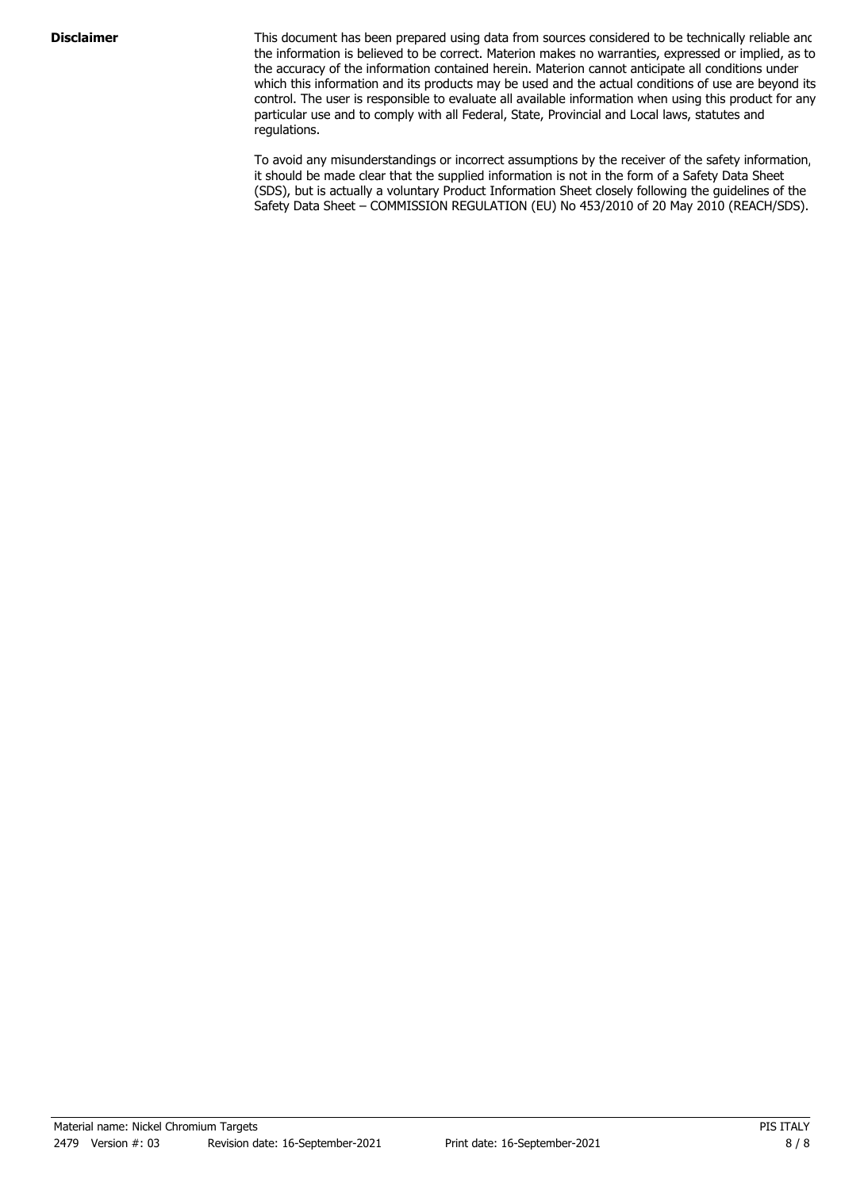**Disclaimer**

This document has been prepared using data from sources considered to be technically reliable and the information is believed to be correct. Materion makes no warranties, expressed or implied, as to the accuracy of the information contained herein. Materion cannot anticipate all conditions under which this information and its products may be used and the actual conditions of use are beyond its control. The user is responsible to evaluate all available information when using this product for any particular use and to comply with all Federal, State, Provincial and Local laws, statutes and regulations.

To avoid any misunderstandings or incorrect assumptions by the receiver of the safety information, it should be made clear that the supplied information is not in the form of a Safety Data Sheet (SDS), but is actually a voluntary Product Information Sheet closely following the guidelines of the Safety Data Sheet – COMMISSION REGULATION (EU) No 453/2010 of 20 May 2010 (REACH/SDS).